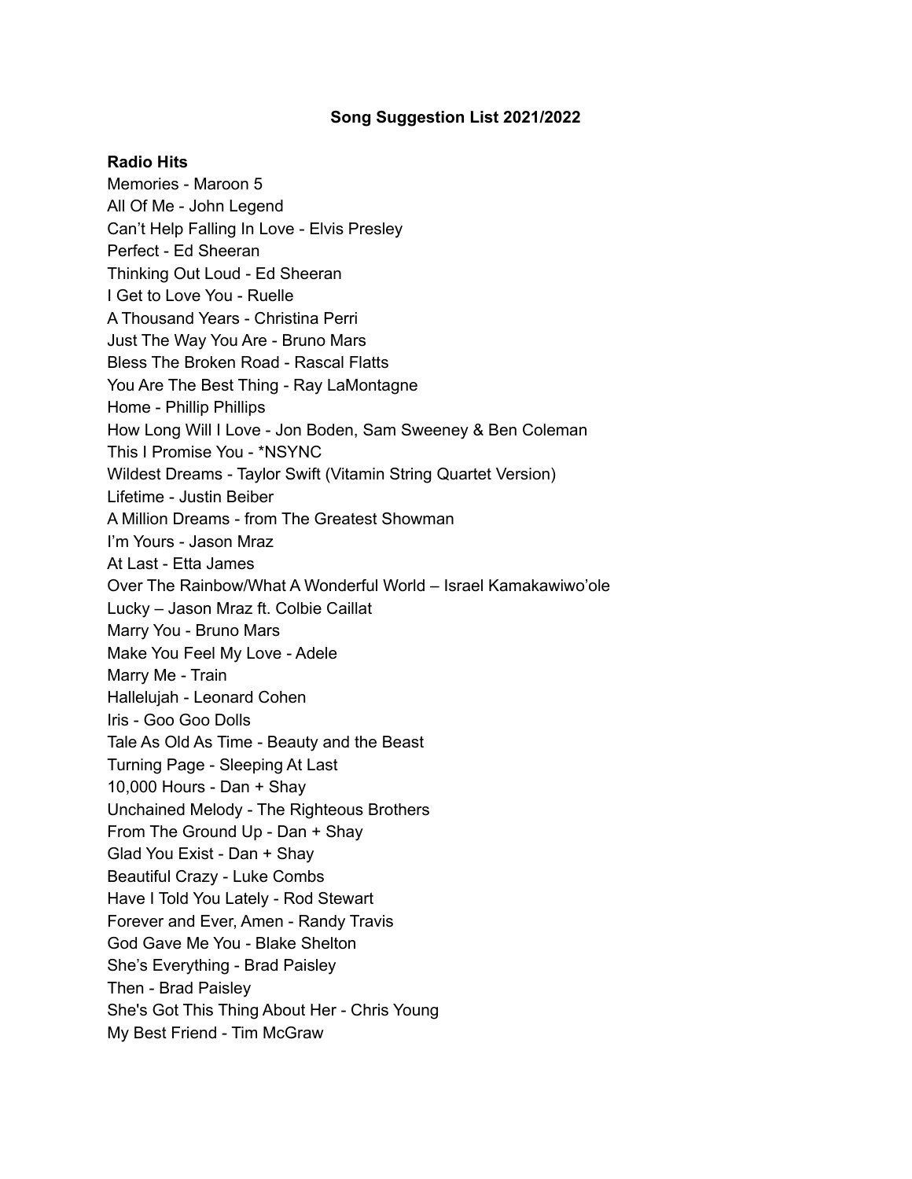# Song Suggestion List 2021/2022

**Radio Hits**

Memories - Maroon 5
All Of Me - John Legend
Can't Help Falling In Love - Elvis Presley
Perfect - Ed Sheeran
Thinking Out Loud - Ed Sheeran
I Get to Love You - Ruelle
A Thousand Years - Christina Perri
Just The Way You Are - Bruno Mars
Bless The Broken Road - Rascal Flatts
You Are The Best Thing - Ray LaMontagne
Home - Phillip Phillips
How Long Will I Love - Jon Boden, Sam Sweeney & Ben Coleman
This I Promise You - *NSYNC
Wildest Dreams - Taylor Swift (Vitamin String Quartet Version)
Lifetime - Justin Beiber
A Million Dreams - from The Greatest Showman
I'm Yours - Jason Mraz
At Last - Etta James
Over The Rainbow/What A Wonderful World – Israel Kamakawiwo'ole
Lucky – Jason Mraz ft. Colbie Caillat
Marry You - Bruno Mars
Make You Feel My Love - Adele
Marry Me - Train
Hallelujah - Leonard Cohen
Iris - Goo Goo Dolls
Tale As Old As Time - Beauty and the Beast
Turning Page - Sleeping At Last
10,000 Hours - Dan + Shay
Unchained Melody - The Righteous Brothers
From The Ground Up - Dan + Shay
Glad You Exist - Dan + Shay
Beautiful Crazy - Luke Combs
Have I Told You Lately - Rod Stewart
Forever and Ever, Amen - Randy Travis
God Gave Me You - Blake Shelton
She's Everything - Brad Paisley
Then - Brad Paisley
She's Got This Thing About Her - Chris Young
My Best Friend - Tim McGraw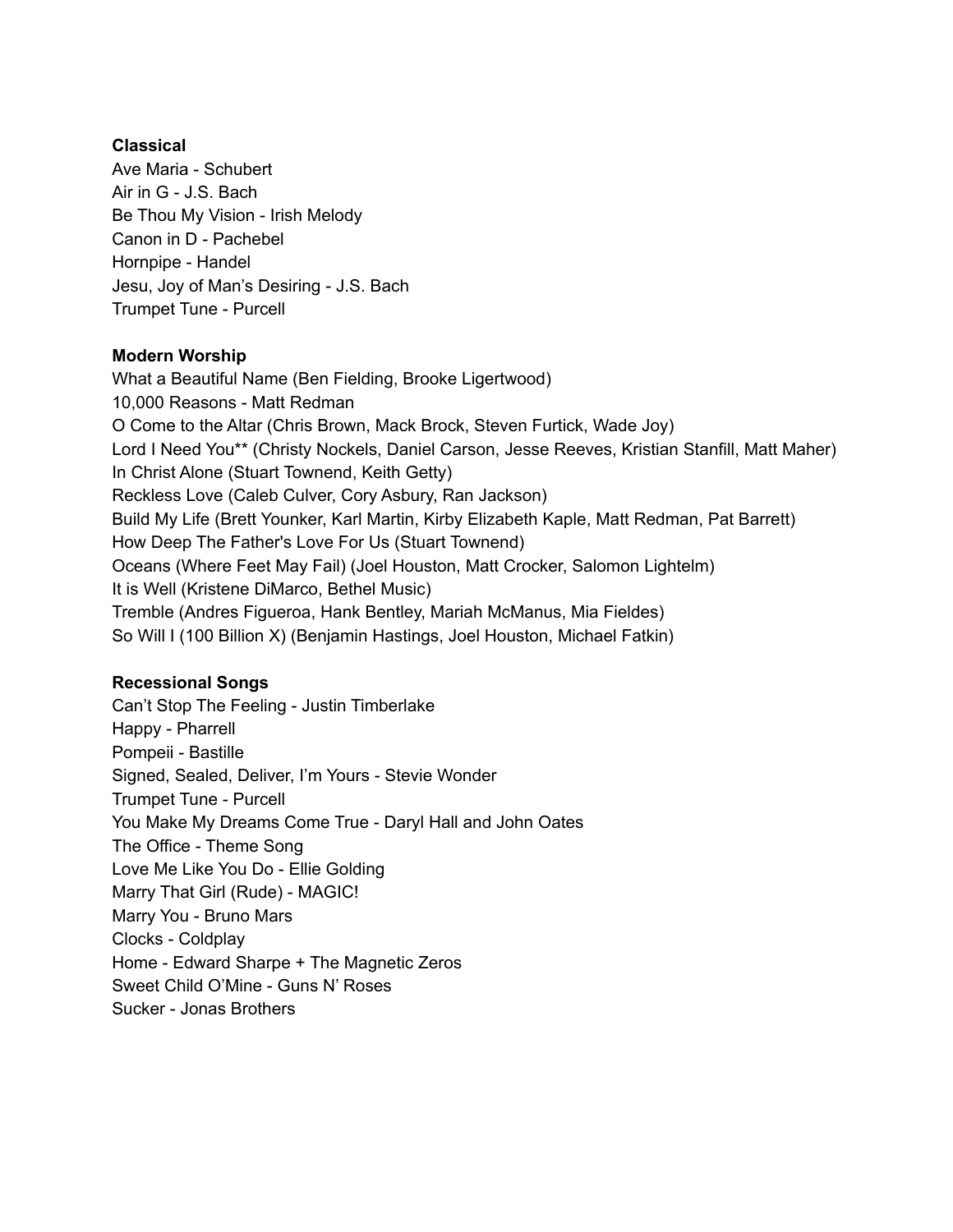**Classical**

Ave Maria - Schubert
Air in G - J.S. Bach
Be Thou My Vision - Irish Melody
Canon in D - Pachebel
Hornpipe - Handel
Jesu, Joy of Man's Desiring - J.S. Bach
Trumpet Tune - Purcell

**Modern Worship**

What a Beautiful Name (Ben Fielding, Brooke Ligertwood)
10,000 Reasons - Matt Redman
O Come to the Altar (Chris Brown, Mack Brock, Steven Furtick, Wade Joy)
Lord I Need You** (Christy Nockels, Daniel Carson, Jesse Reeves, Kristian Stanfill, Matt Maher)
In Christ Alone (Stuart Townend, Keith Getty)
Reckless Love (Caleb Culver, Cory Asbury, Ran Jackson)
Build My Life (Brett Younker, Karl Martin, Kirby Elizabeth Kaple, Matt Redman, Pat Barrett)
How Deep The Father's Love For Us (Stuart Townend)
Oceans (Where Feet May Fail) (Joel Houston, Matt Crocker, Salomon Lightelm)
It is Well (Kristene DiMarco, Bethel Music)
Tremble (Andres Figueroa, Hank Bentley, Mariah McManus, Mia Fieldes)
So Will I (100 Billion X) (Benjamin Hastings, Joel Houston, Michael Fatkin)

**Recessional Songs**

Can't Stop The Feeling - Justin Timberlake
Happy - Pharrell
Pompeii - Bastille
Signed, Sealed, Deliver, I'm Yours - Stevie Wonder
Trumpet Tune - Purcell
You Make My Dreams Come True - Daryl Hall and John Oates
The Office - Theme Song
Love Me Like You Do - Ellie Golding
Marry That Girl (Rude) - MAGIC!
Marry You - Bruno Mars
Clocks - Coldplay
Home - Edward Sharpe + The Magnetic Zeros
Sweet Child O'Mine - Guns N' Roses
Sucker - Jonas Brothers